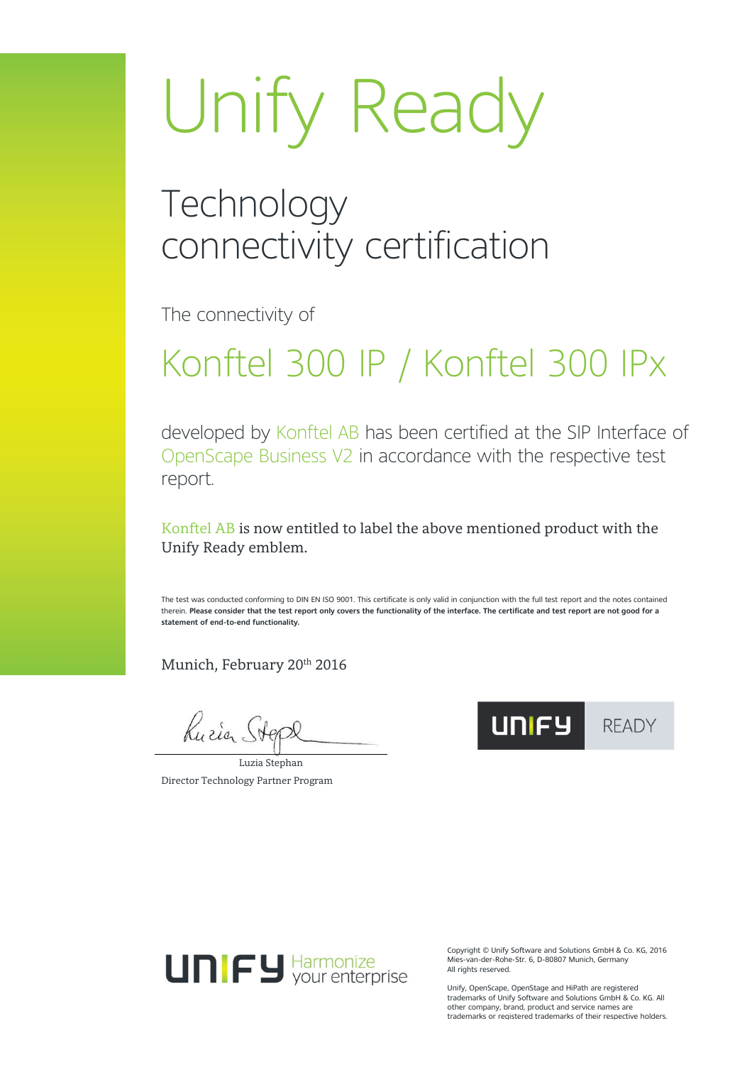# Unify Ready

## Technology connectivity certification

The connectivity of

## Konftel 300 IP / Konftel 300 IPx

developed by Konftel AB has been certified at the SIP Interface of OpenScape Business V2 in accordance with the respective test report.

Konftel AB is now entitled to label the above mentioned product with the Unify Ready emblem.

The test was conducted conforming to DIN EN ISO 9001. This certificate is only valid in conjunction with the full test report and the notes contained therein. **Please consider that the test report only covers the functionality of the interface. The certificate and test report are not good for a statement of end-to-end functionality.**

Munich, February 20th 2016

Luzia Stephan
Director Technology Partner Program

UNIFY READY

UNIFY Harmonize your enterprise

Copyright © Unify Software and Solutions GmbH & Co. KG, 2016
Mies-van-der-Rohe-Str. 6, D-80807 Munich, Germany
All rights reserved.

Unify, OpenScape, OpenStage and HiPath are registered trademarks of Unify Software and Solutions GmbH & Co. KG. All other company, brand, product and service names are trademarks or registered trademarks of their respective holders.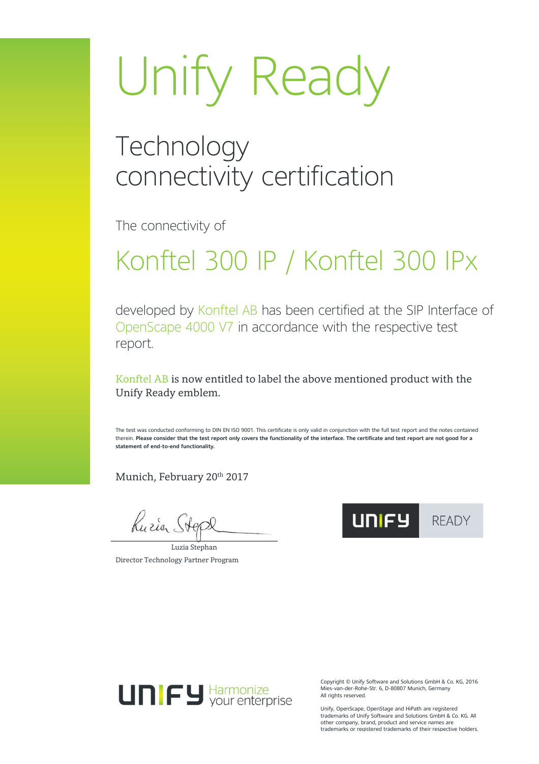# Unify Ready

## Technology connectivity certification

The connectivity of

## Konftel 300 IP / Konftel 300 IPx

developed by Konftel AB has been certified at the SIP Interface of OpenScape 4000 V7 in accordance with the respective test report.

Konftel AB is now entitled to label the above mentioned product with the Unify Ready emblem.

The test was conducted conforming to DIN EN ISO 9001. This certificate is only valid in conjunction with the full test report and the notes contained therein. **Please consider that the test report only covers the functionality of the interface. The certificate and test report are not good for a statement of end-to-end functionality.**

Munich, February 20th 2017

Luzia Stephan
Director Technology Partner Program

UNIFY READY

UNIFY Harmonize your enterprise

Copyright © Unify Software and Solutions GmbH & Co. KG, 2016
Mies-van-der-Rohe-Str. 6, D-80807 Munich, Germany
All rights reserved.

Unify, OpenScape, OpenStage and HiPath are registered trademarks of Unify Software and Solutions GmbH & Co. KG. All other company, brand, product and service names are trademarks or registered trademarks of their respective holders.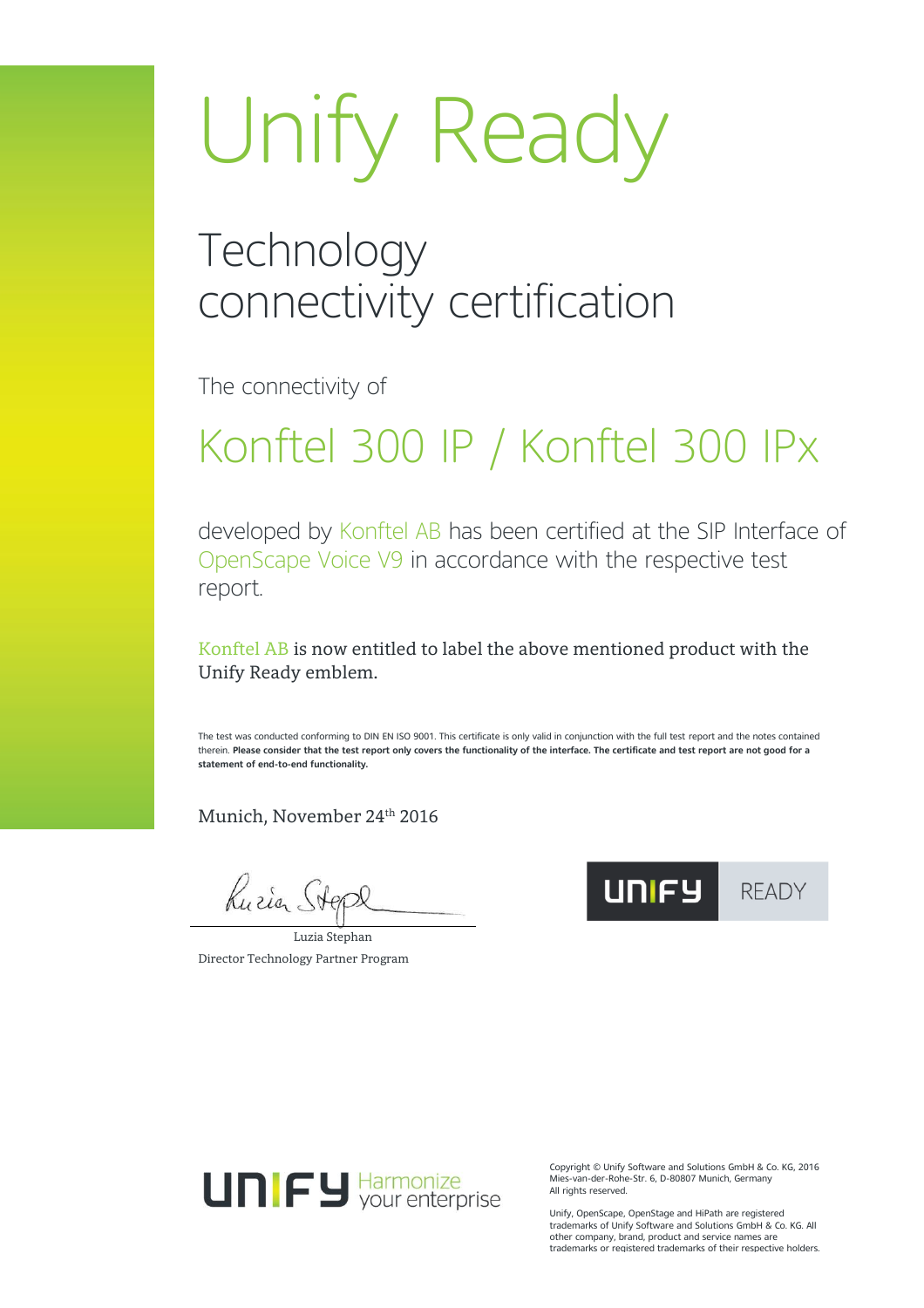# Unify Ready

## Technology connectivity certification

The connectivity of

## Konftel 300 IP / Konftel 300 IPx

developed by Konftel AB has been certified at the SIP Interface of OpenScape Voice V9 in accordance with the respective test report.

Konftel AB is now entitled to label the above mentioned product with the Unify Ready emblem.

The test was conducted conforming to DIN EN ISO 9001. This certificate is only valid in conjunction with the full test report and the notes contained therein. **Please consider that the test report only covers the functionality of the interface. The certificate and test report are not good for a statement of end-to-end functionality.**

Munich, November 24th 2016

Luzia Stephan
Director Technology Partner Program

UNIFY READY

UNIFY Harmonize your enterprise

Copyright © Unify Software and Solutions GmbH & Co. KG, 2016
Mies-van-der-Rohe-Str. 6, D-80807 Munich, Germany
All rights reserved.

Unify, OpenScape, OpenStage and HiPath are registered trademarks of Unify Software and Solutions GmbH & Co. KG. All other company, brand, product and service names are trademarks or registered trademarks of their respective holders.